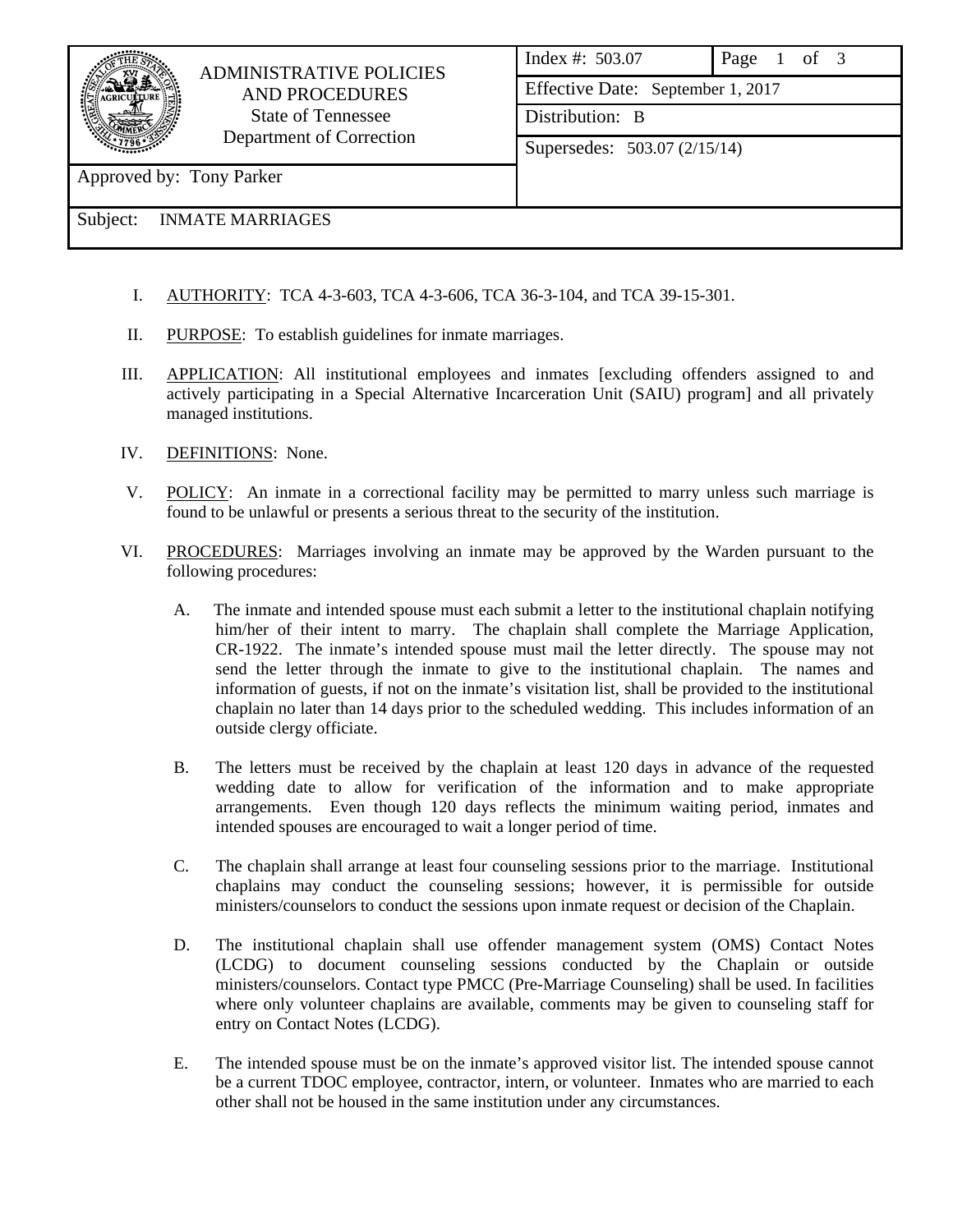| ADMINISTRATIVE POLICIES AND PROCEDURES<br>State of Tennessee<br>Department of Correction | Index #: 503.07 | Page 1 of 3 |
|---|---|---|
| | Effective Date: September 1, 2017 | |
| | Distribution: B | |
| | Supersedes: 503.07 (2/15/14) | |
| Approved by: Tony Parker | | |
| Subject: INMATE MARRIAGES | | |

I. AUTHORITY: TCA 4-3-603, TCA 4-3-606, TCA 36-3-104, and TCA 39-15-301.

II. PURPOSE: To establish guidelines for inmate marriages.

III. APPLICATION: All institutional employees and inmates [excluding offenders assigned to and actively participating in a Special Alternative Incarceration Unit (SAIU) program] and all privately managed institutions.

IV. DEFINITIONS: None.

V. POLICY: An inmate in a correctional facility may be permitted to marry unless such marriage is found to be unlawful or presents a serious threat to the security of the institution.

VI. PROCEDURES: Marriages involving an inmate may be approved by the Warden pursuant to the following procedures:

A. The inmate and intended spouse must each submit a letter to the institutional chaplain notifying him/her of their intent to marry. The chaplain shall complete the Marriage Application, CR-1922. The inmate's intended spouse must mail the letter directly. The spouse may not send the letter through the inmate to give to the institutional chaplain. The names and information of guests, if not on the inmate's visitation list, shall be provided to the institutional chaplain no later than 14 days prior to the scheduled wedding. This includes information of an outside clergy officiate.

B. The letters must be received by the chaplain at least 120 days in advance of the requested wedding date to allow for verification of the information and to make appropriate arrangements. Even though 120 days reflects the minimum waiting period, inmates and intended spouses are encouraged to wait a longer period of time.

C. The chaplain shall arrange at least four counseling sessions prior to the marriage. Institutional chaplains may conduct the counseling sessions; however, it is permissible for outside ministers/counselors to conduct the sessions upon inmate request or decision of the Chaplain.

D. The institutional chaplain shall use offender management system (OMS) Contact Notes (LCDG) to document counseling sessions conducted by the Chaplain or outside ministers/counselors. Contact type PMCC (Pre-Marriage Counseling) shall be used. In facilities where only volunteer chaplains are available, comments may be given to counseling staff for entry on Contact Notes (LCDG).

E. The intended spouse must be on the inmate's approved visitor list. The intended spouse cannot be a current TDOC employee, contractor, intern, or volunteer. Inmates who are married to each other shall not be housed in the same institution under any circumstances.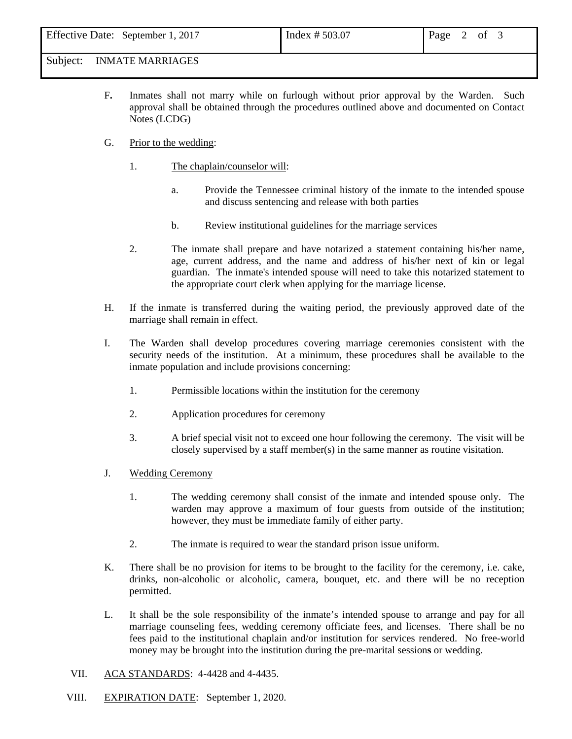F. Inmates shall not marry while on furlough without prior approval by the Warden. Such approval shall be obtained through the procedures outlined above and documented on Contact Notes (LCDG)

G. Prior to the wedding:

1. The chaplain/counselor will:

   a. Provide the Tennessee criminal history of the inmate to the intended spouse and discuss sentencing and release with both parties

   b. Review institutional guidelines for the marriage services

2. The inmate shall prepare and have notarized a statement containing his/her name, age, current address, and the name and address of his/her next of kin or legal guardian. The inmate's intended spouse will need to take this notarized statement to the appropriate court clerk when applying for the marriage license.

H. If the inmate is transferred during the waiting period, the previously approved date of the marriage shall remain in effect.

I. The Warden shall develop procedures covering marriage ceremonies consistent with the security needs of the institution. At a minimum, these procedures shall be available to the inmate population and include provisions concerning:

1. Permissible locations within the institution for the ceremony

2. Application procedures for ceremony

3. A brief special visit not to exceed one hour following the ceremony. The visit will be closely supervised by a staff member(s) in the same manner as routine visitation.

J. Wedding Ceremony

1. The wedding ceremony shall consist of the inmate and intended spouse only. The warden may approve a maximum of four guests from outside of the institution; however, they must be immediate family of either party.

2. The inmate is required to wear the standard prison issue uniform.

K. There shall be no provision for items to be brought to the facility for the ceremony, i.e. cake, drinks, non-alcoholic or alcoholic, camera, bouquet, etc. and there will be no reception permitted.

L. It shall be the sole responsibility of the inmate's intended spouse to arrange and pay for all marriage counseling fees, wedding ceremony officiate fees, and licenses. There shall be no fees paid to the institutional chaplain and/or institution for services rendered. No free-world money may be brought into the institution during the pre-marital sessions or wedding.

VII. ACA STANDARDS: 4-4428 and 4-4435.

VIII. EXPIRATION DATE: September 1, 2020.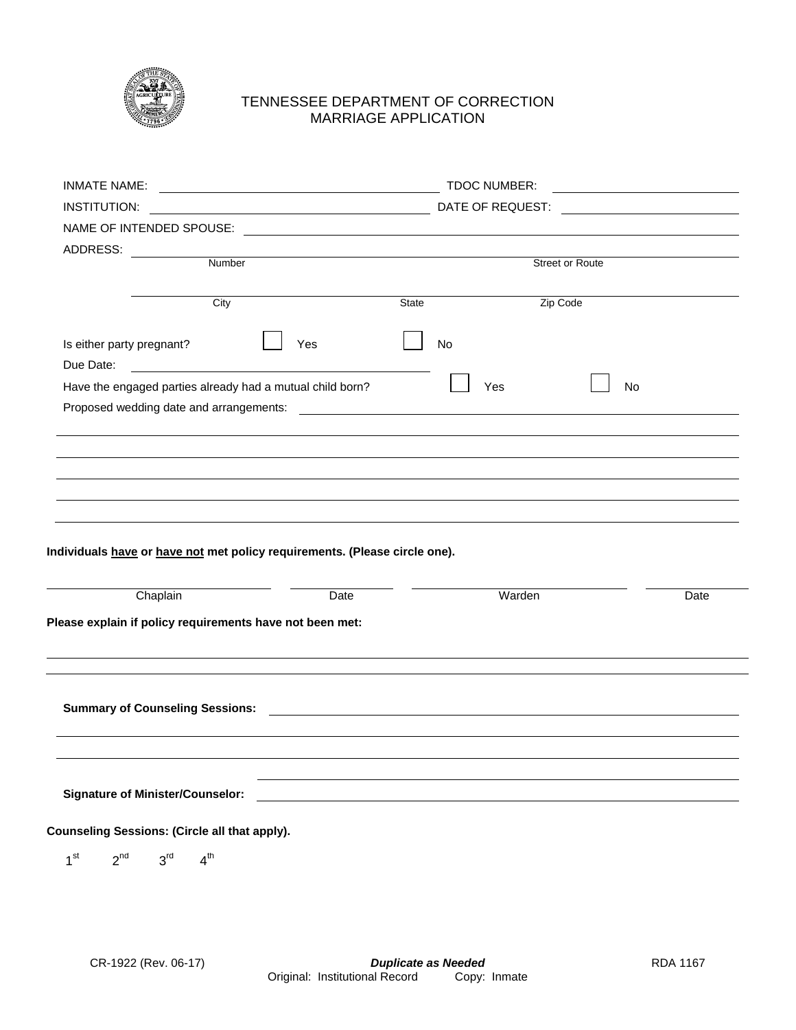# TENNESSEE DEPARTMENT OF CORRECTION
## MARRIAGE APPLICATION

INMATE NAME: ______________________ TDOC NUMBER: ______________________

INSTITUTION: ______________________ DATE OF REQUEST: ______________________

NAME OF INTENDED SPOUSE: ______________________________________________

ADDRESS: ______________________________________________
Number                    Street or Route

______________________________________________
City                    State                    Zip Code

Is either party pregnant? ☐ Yes ☐ No

Due Date: ______________________

Have the engaged parties already had a mutual child born? ☐ Yes ☐ No

Proposed wedding date and arrangements: ______________________________________________

______________________________________________

______________________________________________

______________________________________________

______________________________________________

______________________________________________

**Individuals have or have not met policy requirements. (Please circle one).**

| | | | |
|---|---|---|---|
| Chaplain | Date | Warden | Date |

**Please explain if policy requirements have not been met:**

______________________________________________

______________________________________________

**Summary of Counseling Sessions:** ______________________________________________

______________________________________________

______________________________________________

______________________________________________

**Signature of Minister/Counselor:** ______________________________________________

**Counseling Sessions: (Circle all that apply).**

1st    2nd    3rd    4th

CR-1922 (Rev. 06-17)    ***Duplicate as Needed***    RDA 1167

Original: Institutional Record    Copy: Inmate